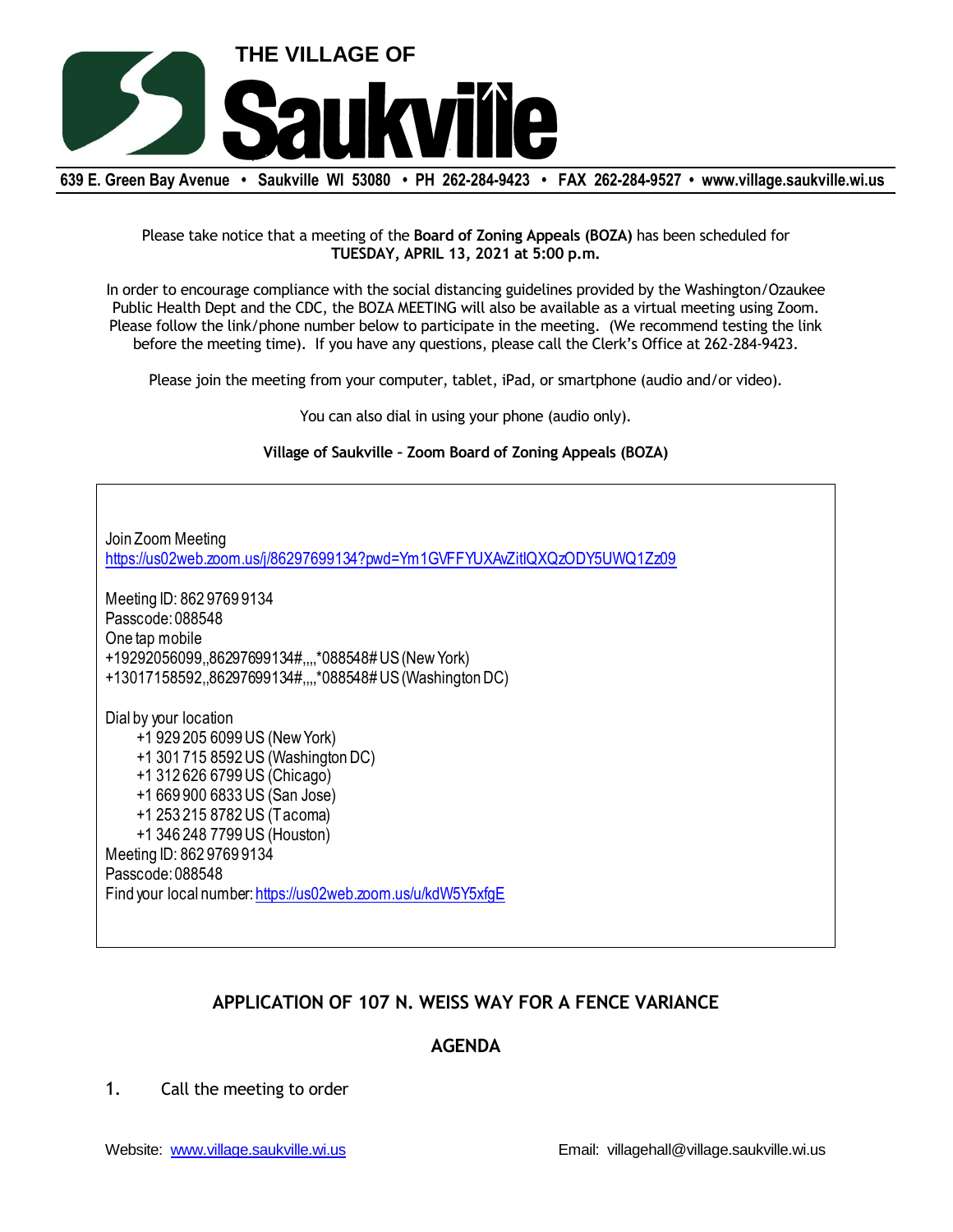# THE VILLAGE OF Saukville

**639 E. Green Bay Avenue • Saukville WI 53080 • PH 262-284-9423 • FAX 262-284-9527 • www.village.saukville.wi.us**

Please take notice that a meeting of the **Board of Zoning Appeals (BOZA)** has been scheduled for **TUESDAY, APRIL 13, 2021 at 5:00 p.m.**

In order to encourage compliance with the social distancing guidelines provided by the Washington/Ozaukee Public Health Dept and the CDC, the BOZA MEETING will also be available as a virtual meeting using Zoom. Please follow the link/phone number below to participate in the meeting. (We recommend testing the link before the meeting time). If you have any questions, please call the Clerk's Office at 262-284-9423.

Please join the meeting from your computer, tablet, iPad, or smartphone (audio and/or video).

You can also dial in using your phone (audio only).

**Village of Saukville – Zoom Board of Zoning Appeals (BOZA)**

Join Zoom Meeting
https://us02web.zoom.us/j/86297699134?pwd=Ym1GVFFYUXAvZitlQXQzODY5UWQ1Zz09

Meeting ID: 862 9769 9134
Passcode: 088548
One tap mobile
+19292056099,,86297699134#,,,,*088548# US (New York)
+13017158592,,86297699134#,,,,*088548# US (Washington DC)

Dial by your location
- +1 929 205 6099 US (New York)
- +1 301 715 8592 US (Washington DC)
- +1 312 626 6799 US (Chicago)
- +1 669 900 6833 US (San Jose)
- +1 253 215 8782 US (Tacoma)
- +1 346 248 7799 US (Houston)

Meeting ID: 862 9769 9134
Passcode: 088548
Find your local number: https://us02web.zoom.us/u/kdW5Y5xfgE

## APPLICATION OF 107 N. WEISS WAY FOR A FENCE VARIANCE

## AGENDA

1. Call the meeting to order

Website: www.village.saukville.wi.us Email: villagehall@village.saukville.wi.us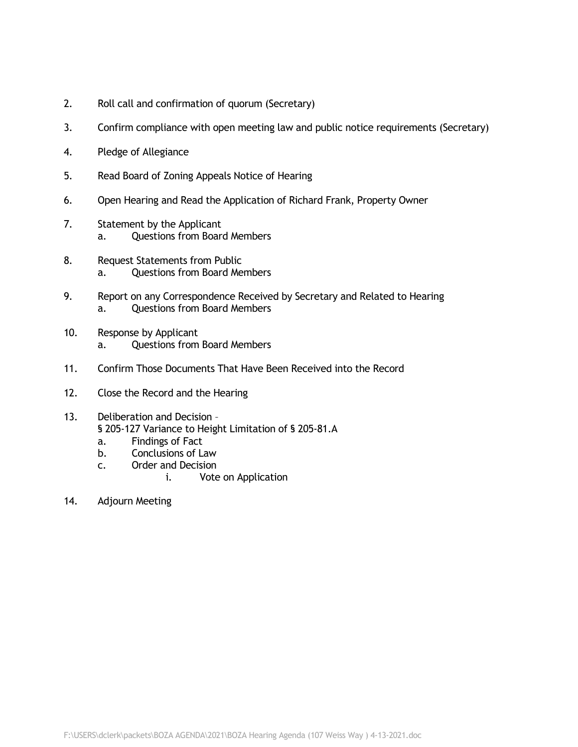2. Roll call and confirmation of quorum (Secretary)

3. Confirm compliance with open meeting law and public notice requirements (Secretary)

4. Pledge of Allegiance

5. Read Board of Zoning Appeals Notice of Hearing

6. Open Hearing and Read the Application of Richard Frank, Property Owner

7. Statement by the Applicant
   a. Questions from Board Members

8. Request Statements from Public
   a. Questions from Board Members

9. Report on any Correspondence Received by Secretary and Related to Hearing
   a. Questions from Board Members

10. Response by Applicant
    a. Questions from Board Members

11. Confirm Those Documents That Have Been Received into the Record

12. Close the Record and the Hearing

13. Deliberation and Decision –
    § 205-127 Variance to Height Limitation of § 205-81.A
    a. Findings of Fact
    b. Conclusions of Law
    c. Order and Decision
       i. Vote on Application

14. Adjourn Meeting

F:\USERS\dclerk\packets\BOZA AGENDA\2021\BOZA Hearing Agenda (107 Weiss Way ) 4-13-2021.doc